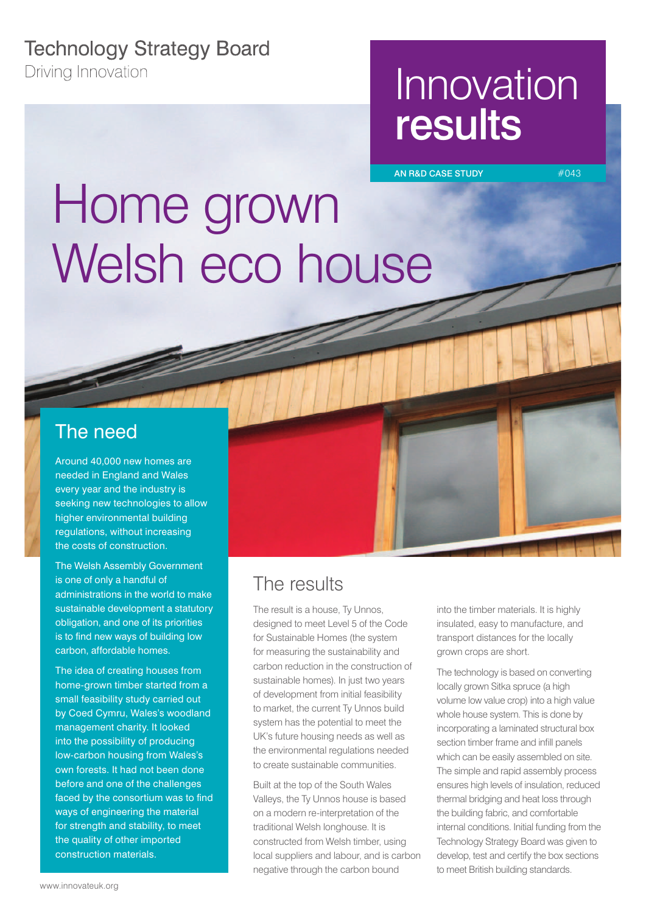Technology Strategy Board
Driving Innovation

# Innovation **results**

AN R&D CASE STUDY #043

# Home grown Welsh eco house

## The need

Around 40,000 new homes are needed in England and Wales every year and the industry is seeking new technologies to allow higher environmental building regulations, without increasing the costs of construction.

The Welsh Assembly Government is one of only a handful of administrations in the world to make sustainable development a statutory obligation, and one of its priorities is to find new ways of building low carbon, affordable homes.

The idea of creating houses from home-grown timber started from a small feasibility study carried out by Coed Cymru, Wales's woodland management charity. It looked into the possibility of producing low-carbon housing from Wales's own forests. It had not been done before and one of the challenges faced by the consortium was to find ways of engineering the material for strength and stability, to meet the quality of other imported construction materials.

## The results

The result is a house, Ty Unnos, designed to meet Level 5 of the Code for Sustainable Homes (the system for measuring the sustainability and carbon reduction in the construction of sustainable homes). In just two years of development from initial feasibility to market, the current Ty Unnos build system has the potential to meet the UK's future housing needs as well as the environmental regulations needed to create sustainable communities.

Built at the top of the South Wales Valleys, the Ty Unnos house is based on a modern re-interpretation of the traditional Welsh longhouse. It is constructed from Welsh timber, using local suppliers and labour, and is carbon negative through the carbon bound into the timber materials. It is highly insulated, easy to manufacture, and transport distances for the locally grown crops are short.

The technology is based on converting locally grown Sitka spruce (a high volume low value crop) into a high value whole house system. This is done by incorporating a laminated structural box section timber frame and infill panels which can be easily assembled on site. The simple and rapid assembly process ensures high levels of insulation, reduced thermal bridging and heat loss through the building fabric, and comfortable internal conditions. Initial funding from the Technology Strategy Board was given to develop, test and certify the box sections to meet British building standards.

www.innovateuk.org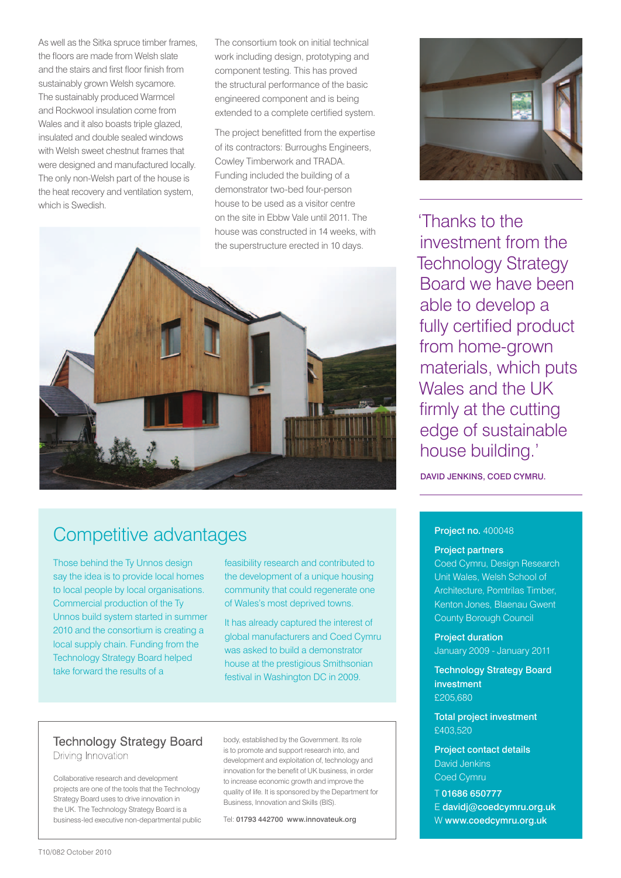As well as the Sitka spruce timber frames, the floors are made from Welsh slate and the stairs and first floor finish from sustainably grown Welsh sycamore. The sustainably produced Warmcel and Rockwool insulation come from Wales and it also boasts triple glazed, insulated and double sealed windows with Welsh sweet chestnut frames that were designed and manufactured locally. The only non-Welsh part of the house is the heat recovery and ventilation system, which is Swedish.

The consortium took on initial technical work including design, prototyping and component testing. This has proved the structural performance of the basic engineered component and is being extended to a complete certified system.

The project benefitted from the expertise of its contractors: Burroughs Engineers, Cowley Timberwork and TRADA. Funding included the building of a demonstrator two-bed four-person house to be used as a visitor centre on the site in Ebbw Vale until 2011. The house was constructed in 14 weeks, with the superstructure erected in 10 days.

> 'Thanks to the investment from the Technology Strategy Board we have been able to develop a fully certified product from home-grown materials, which puts Wales and the UK firmly at the cutting edge of sustainable house building.'
>
> **DAVID JENKINS, COED CYMRU.**

## Competitive advantages

Those behind the Ty Unnos design say the idea is to provide local homes to local people by local organisations. Commercial production of the Ty Unnos build system started in summer 2010 and the consortium is creating a local supply chain. Funding from the Technology Strategy Board helped take forward the results of a feasibility research and contributed to the development of a unique housing community that could regenerate one of Wales's most deprived towns.

It has already captured the interest of global manufacturers and Coed Cymru was asked to build a demonstrator house at the prestigious Smithsonian festival in Washington DC in 2009.

**Project no.** 400048

**Project partners**
Coed Cymru, Design Research Unit Wales, Welsh School of Architecture, Pomtrilas Timber, Kenton Jones, Blaenau Gwent County Borough Council

**Project duration**
January 2009 - January 2011

**Technology Strategy Board investment**
£205,680

**Total project investment**
£403,520

**Project contact details**
David Jenkins
Coed Cymru
T **01686 650777**
E **davidj@coedcymru.org.uk**
W **www.coedcymru.org.uk**

### Technology Strategy Board
Driving Innovation

Collaborative research and development projects are one of the tools that the Technology Strategy Board uses to drive innovation in the UK. The Technology Strategy Board is a business-led executive non-departmental public body, established by the Government. Its role is to promote and support research into, and development and exploitation of, technology and innovation for the benefit of UK business, in order to increase economic growth and improve the quality of life. It is sponsored by the Department for Business, Innovation and Skills (BIS).

Tel: **01793 442700** **www.innovateuk.org**

T10/082 October 2010